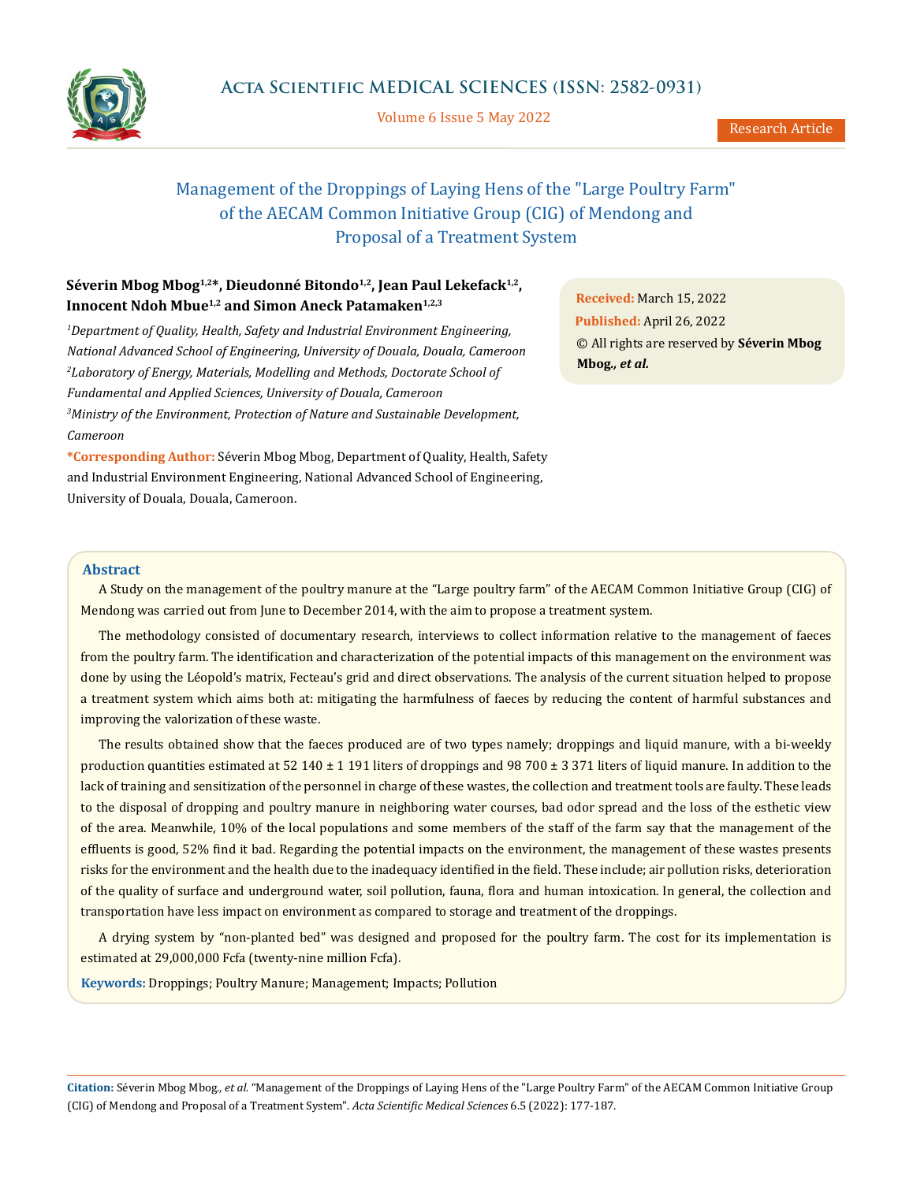# Management of the Droppings of Laying Hens of the "Large Poultry Farm" of the AECAM Common Initiative Group (CIG) of Mendong and Proposal of a Treatment System

**Séverin Mbog Mbog[1,2]*, Dieudonné Bitondo[1,2], Jean Paul Lekefack[1,2], Innocent Ndoh Mbue[1,2] and Simon Aneck Patamaken[1,2,3]**

[1]*Department of Quality, Health, Safety and Industrial Environment Engineering, National Advanced School of Engineering, University of Douala, Douala, Cameroon*

[2]*Laboratory of Energy, Materials, Modelling and Methods, Doctorate School of Fundamental and Applied Sciences, University of Douala, Cameroon*

[3]*Ministry of the Environment, Protection of Nature and Sustainable Development, Cameroon*

**\*Corresponding Author:** Séverin Mbog Mbog, Department of Quality, Health, Safety and Industrial Environment Engineering, National Advanced School of Engineering, University of Douala, Douala, Cameroon.

**Received:** March 15, 2022
**Published:** April 26, 2022
© All rights are reserved by **Séverin Mbog Mbog.,** ***et al.***

## Abstract

A Study on the management of the poultry manure at the "Large poultry farm" of the AECAM Common Initiative Group (CIG) of Mendong was carried out from June to December 2014, with the aim to propose a treatment system.

The methodology consisted of documentary research, interviews to collect information relative to the management of faeces from the poultry farm. The identification and characterization of the potential impacts of this management on the environment was done by using the Léopold's matrix, Fecteau's grid and direct observations. The analysis of the current situation helped to propose a treatment system which aims both at: mitigating the harmfulness of faeces by reducing the content of harmful substances and improving the valorization of these waste.

The results obtained show that the faeces produced are of two types namely; droppings and liquid manure, with a bi-weekly production quantities estimated at 52 140 ± 1 191 liters of droppings and 98 700 ± 3 371 liters of liquid manure. In addition to the lack of training and sensitization of the personnel in charge of these wastes, the collection and treatment tools are faulty. These leads to the disposal of dropping and poultry manure in neighboring water courses, bad odor spread and the loss of the esthetic view of the area. Meanwhile, 10% of the local populations and some members of the staff of the farm say that the management of the effluents is good, 52% find it bad. Regarding the potential impacts on the environment, the management of these wastes presents risks for the environment and the health due to the inadequacy identified in the field. These include; air pollution risks, deterioration of the quality of surface and underground water, soil pollution, fauna, flora and human intoxication. In general, the collection and transportation have less impact on environment as compared to storage and treatment of the droppings.

A drying system by "non-planted bed" was designed and proposed for the poultry farm. The cost for its implementation is estimated at 29,000,000 Fcfa (twenty-nine million Fcfa).

**Keywords:** Droppings; Poultry Manure; Management; Impacts; Pollution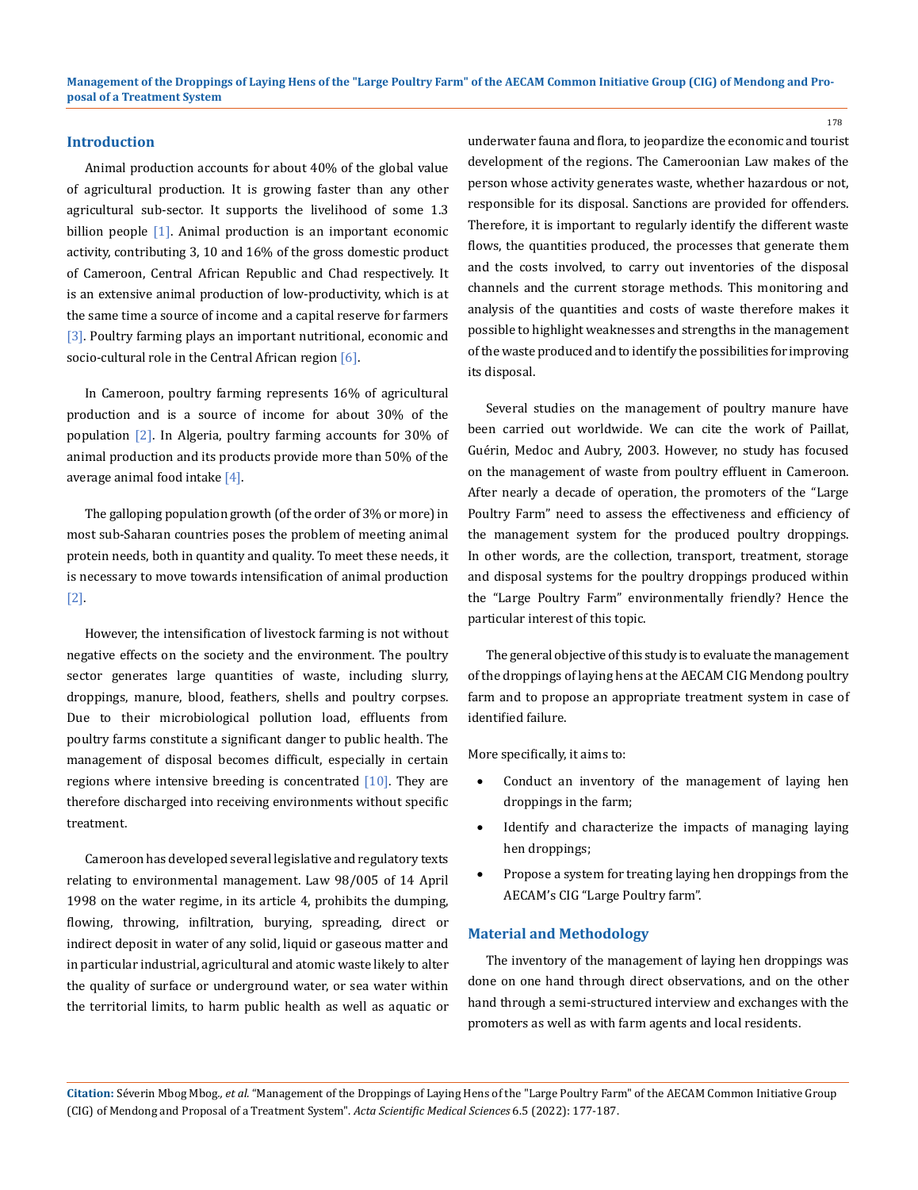## Introduction

Animal production accounts for about 40% of the global value of agricultural production. It is growing faster than any other agricultural sub-sector. It supports the livelihood of some 1.3 billion people [1]. Animal production is an important economic activity, contributing 3, 10 and 16% of the gross domestic product of Cameroon, Central African Republic and Chad respectively. It is an extensive animal production of low-productivity, which is at the same time a source of income and a capital reserve for farmers [3]. Poultry farming plays an important nutritional, economic and socio-cultural role in the Central African region [6].

In Cameroon, poultry farming represents 16% of agricultural production and is a source of income for about 30% of the population [2]. In Algeria, poultry farming accounts for 30% of animal production and its products provide more than 50% of the average animal food intake [4].

The galloping population growth (of the order of 3% or more) in most sub-Saharan countries poses the problem of meeting animal protein needs, both in quantity and quality. To meet these needs, it is necessary to move towards intensification of animal production [2].

However, the intensification of livestock farming is not without negative effects on the society and the environment. The poultry sector generates large quantities of waste, including slurry, droppings, manure, blood, feathers, shells and poultry corpses. Due to their microbiological pollution load, effluents from poultry farms constitute a significant danger to public health. The management of disposal becomes difficult, especially in certain regions where intensive breeding is concentrated [10]. They are therefore discharged into receiving environments without specific treatment.

Cameroon has developed several legislative and regulatory texts relating to environmental management. Law 98/005 of 14 April 1998 on the water regime, in its article 4, prohibits the dumping, flowing, throwing, infiltration, burying, spreading, direct or indirect deposit in water of any solid, liquid or gaseous matter and in particular industrial, agricultural and atomic waste likely to alter the quality of surface or underground water, or sea water within the territorial limits, to harm public health as well as aquatic or underwater fauna and flora, to jeopardize the economic and tourist development of the regions. The Cameroonian Law makes of the person whose activity generates waste, whether hazardous or not, responsible for its disposal. Sanctions are provided for offenders. Therefore, it is important to regularly identify the different waste flows, the quantities produced, the processes that generate them and the costs involved, to carry out inventories of the disposal channels and the current storage methods. This monitoring and analysis of the quantities and costs of waste therefore makes it possible to highlight weaknesses and strengths in the management of the waste produced and to identify the possibilities for improving its disposal.

Several studies on the management of poultry manure have been carried out worldwide. We can cite the work of Paillat, Guérin, Medoc and Aubry, 2003. However, no study has focused on the management of waste from poultry effluent in Cameroon. After nearly a decade of operation, the promoters of the "Large Poultry Farm" need to assess the effectiveness and efficiency of the management system for the produced poultry droppings. In other words, are the collection, transport, treatment, storage and disposal systems for the poultry droppings produced within the "Large Poultry Farm" environmentally friendly? Hence the particular interest of this topic.

The general objective of this study is to evaluate the management of the droppings of laying hens at the AECAM CIG Mendong poultry farm and to propose an appropriate treatment system in case of identified failure.

More specifically, it aims to:

- Conduct an inventory of the management of laying hen droppings in the farm;
- Identify and characterize the impacts of managing laying hen droppings;
- Propose a system for treating laying hen droppings from the AECAM's CIG "Large Poultry farm".

## Material and Methodology

The inventory of the management of laying hen droppings was done on one hand through direct observations, and on the other hand through a semi-structured interview and exchanges with the promoters as well as with farm agents and local residents.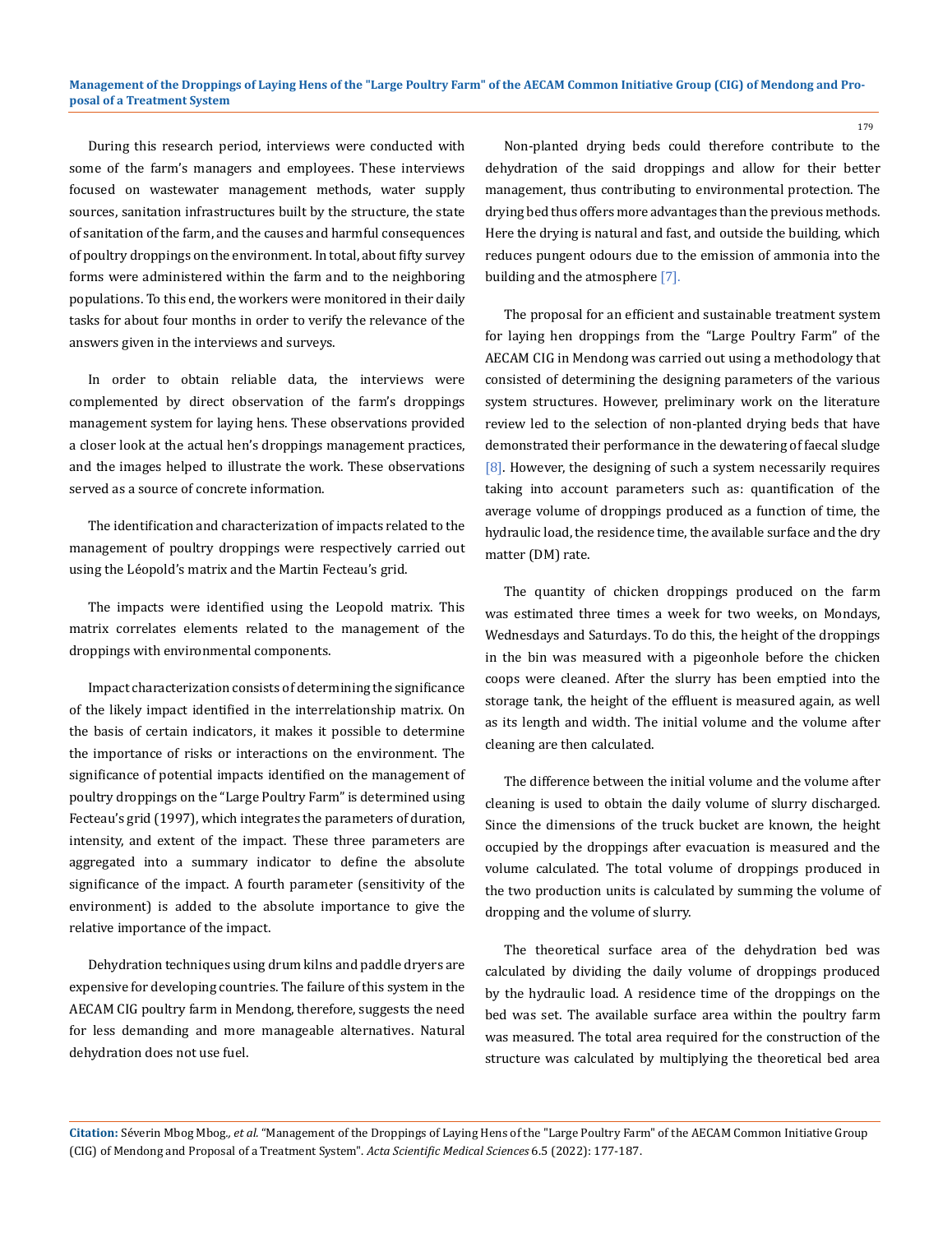During this research period, interviews were conducted with some of the farm's managers and employees. These interviews focused on wastewater management methods, water supply sources, sanitation infrastructures built by the structure, the state of sanitation of the farm, and the causes and harmful consequences of poultry droppings on the environment. In total, about fifty survey forms were administered within the farm and to the neighboring populations. To this end, the workers were monitored in their daily tasks for about four months in order to verify the relevance of the answers given in the interviews and surveys.

In order to obtain reliable data, the interviews were complemented by direct observation of the farm's droppings management system for laying hens. These observations provided a closer look at the actual hen's droppings management practices, and the images helped to illustrate the work. These observations served as a source of concrete information.

The identification and characterization of impacts related to the management of poultry droppings were respectively carried out using the Léopold's matrix and the Martin Fecteau's grid.

The impacts were identified using the Leopold matrix. This matrix correlates elements related to the management of the droppings with environmental components.

Impact characterization consists of determining the significance of the likely impact identified in the interrelationship matrix. On the basis of certain indicators, it makes it possible to determine the importance of risks or interactions on the environment. The significance of potential impacts identified on the management of poultry droppings on the "Large Poultry Farm" is determined using Fecteau's grid (1997), which integrates the parameters of duration, intensity, and extent of the impact. These three parameters are aggregated into a summary indicator to define the absolute significance of the impact. A fourth parameter (sensitivity of the environment) is added to the absolute importance to give the relative importance of the impact.

Dehydration techniques using drum kilns and paddle dryers are expensive for developing countries. The failure of this system in the AECAM CIG poultry farm in Mendong, therefore, suggests the need for less demanding and more manageable alternatives. Natural dehydration does not use fuel.

Non-planted drying beds could therefore contribute to the dehydration of the said droppings and allow for their better management, thus contributing to environmental protection. The drying bed thus offers more advantages than the previous methods. Here the drying is natural and fast, and outside the building, which reduces pungent odours due to the emission of ammonia into the building and the atmosphere [7].

The proposal for an efficient and sustainable treatment system for laying hen droppings from the "Large Poultry Farm" of the AECAM CIG in Mendong was carried out using a methodology that consisted of determining the designing parameters of the various system structures. However, preliminary work on the literature review led to the selection of non-planted drying beds that have demonstrated their performance in the dewatering of faecal sludge [8]. However, the designing of such a system necessarily requires taking into account parameters such as: quantification of the average volume of droppings produced as a function of time, the hydraulic load, the residence time, the available surface and the dry matter (DM) rate.

The quantity of chicken droppings produced on the farm was estimated three times a week for two weeks, on Mondays, Wednesdays and Saturdays. To do this, the height of the droppings in the bin was measured with a pigeonhole before the chicken coops were cleaned. After the slurry has been emptied into the storage tank, the height of the effluent is measured again, as well as its length and width. The initial volume and the volume after cleaning are then calculated.

The difference between the initial volume and the volume after cleaning is used to obtain the daily volume of slurry discharged. Since the dimensions of the truck bucket are known, the height occupied by the droppings after evacuation is measured and the volume calculated. The total volume of droppings produced in the two production units is calculated by summing the volume of dropping and the volume of slurry.

The theoretical surface area of the dehydration bed was calculated by dividing the daily volume of droppings produced by the hydraulic load. A residence time of the droppings on the bed was set. The available surface area within the poultry farm was measured. The total area required for the construction of the structure was calculated by multiplying the theoretical bed area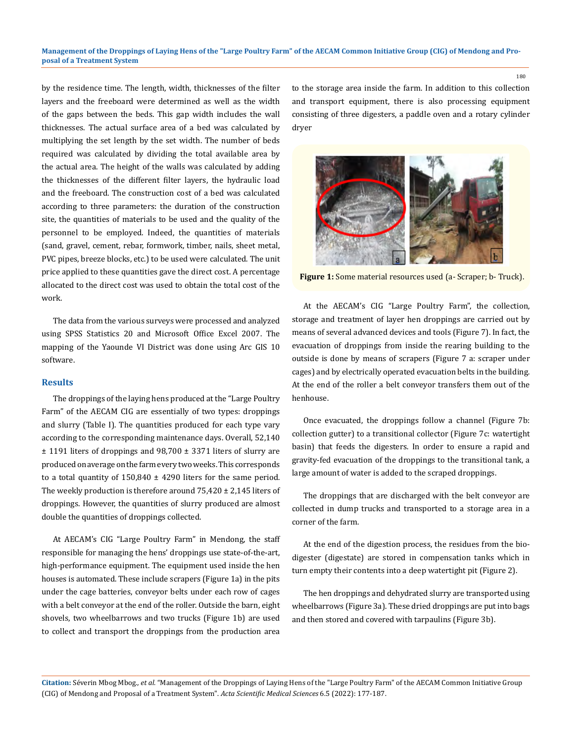by the residence time. The length, width, thicknesses of the filter layers and the freeboard were determined as well as the width of the gaps between the beds. This gap width includes the wall thicknesses. The actual surface area of a bed was calculated by multiplying the set length by the set width. The number of beds required was calculated by dividing the total available area by the actual area. The height of the walls was calculated by adding the thicknesses of the different filter layers, the hydraulic load and the freeboard. The construction cost of a bed was calculated according to three parameters: the duration of the construction site, the quantities of materials to be used and the quality of the personnel to be employed. Indeed, the quantities of materials (sand, gravel, cement, rebar, formwork, timber, nails, sheet metal, PVC pipes, breeze blocks, etc.) to be used were calculated. The unit price applied to these quantities gave the direct cost. A percentage allocated to the direct cost was used to obtain the total cost of the work.

The data from the various surveys were processed and analyzed using SPSS Statistics 20 and Microsoft Office Excel 2007. The mapping of the Yaounde VI District was done using Arc GIS 10 software.

## Results

The droppings of the laying hens produced at the "Large Poultry Farm" of the AECAM CIG are essentially of two types: droppings and slurry (Table I). The quantities produced for each type vary according to the corresponding maintenance days. Overall, 52,140 ± 1191 liters of droppings and 98,700 ± 3371 liters of slurry are produced on average on the farm every two weeks. This corresponds to a total quantity of 150,840 ± 4290 liters for the same period. The weekly production is therefore around 75,420 ± 2,145 liters of droppings. However, the quantities of slurry produced are almost double the quantities of droppings collected.

At AECAM's CIG "Large Poultry Farm" in Mendong, the staff responsible for managing the hens' droppings use state-of-the-art, high-performance equipment. The equipment used inside the hen houses is automated. These include scrapers (Figure 1a) in the pits under the cage batteries, conveyor belts under each row of cages with a belt conveyor at the end of the roller. Outside the barn, eight shovels, two wheelbarrows and two trucks (Figure 1b) are used to collect and transport the droppings from the production area to the storage area inside the farm. In addition to this collection and transport equipment, there is also processing equipment consisting of three digesters, a paddle oven and a rotary cylinder dryer

**Figure 1:** Some material resources used (a- Scraper; b- Truck).

At the AECAM's CIG "Large Poultry Farm", the collection, storage and treatment of layer hen droppings are carried out by means of several advanced devices and tools (Figure 7). In fact, the evacuation of droppings from inside the rearing building to the outside is done by means of scrapers (Figure 7 a: scraper under cages) and by electrically operated evacuation belts in the building. At the end of the roller a belt conveyor transfers them out of the henhouse.

Once evacuated, the droppings follow a channel (Figure 7b: collection gutter) to a transitional collector (Figure 7c: watertight basin) that feeds the digesters. In order to ensure a rapid and gravity-fed evacuation of the droppings to the transitional tank, a large amount of water is added to the scraped droppings.

The droppings that are discharged with the belt conveyor are collected in dump trucks and transported to a storage area in a corner of the farm.

At the end of the digestion process, the residues from the bio-digester (digestate) are stored in compensation tanks which in turn empty their contents into a deep watertight pit (Figure 2).

The hen droppings and dehydrated slurry are transported using wheelbarrows (Figure 3a). These dried droppings are put into bags and then stored and covered with tarpaulins (Figure 3b).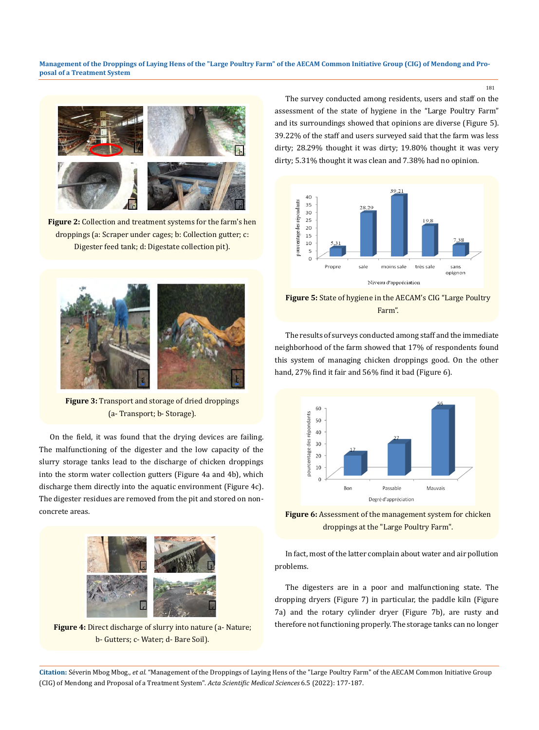Figure 2: Collection and treatment systems for the farm's hen droppings (a: Scraper under cages; b: Collection gutter; c: Digester feed tank; d: Digestate collection pit).

Figure 3: Transport and storage of dried droppings (a- Transport; b- Storage).

On the field, it was found that the drying devices are failing. The malfunctioning of the digester and the low capacity of the slurry storage tanks lead to the discharge of chicken droppings into the storm water collection gutters (Figure 4a and 4b), which discharge them directly into the aquatic environment (Figure 4c). The digester residues are removed from the pit and stored on non-concrete areas.

Figure 4: Direct discharge of slurry into nature (a- Nature; b- Gutters; c- Water; d- Bare Soil).

The survey conducted among residents, users and staff on the assessment of the state of hygiene in the "Large Poultry Farm" and its surroundings showed that opinions are diverse (Figure 5). 39.22% of the staff and users surveyed said that the farm was less dirty; 28.29% thought it was dirty; 19.80% thought it was very dirty; 5.31% thought it was clean and 7.38% had no opinion.

Figure 5: State of hygiene in the AECAM's CIG "Large Poultry Farm".

The results of surveys conducted among staff and the immediate neighborhood of the farm showed that 17% of respondents found this system of managing chicken droppings good. On the other hand, 27% find it fair and 56% find it bad (Figure 6).

Figure 6: Assessment of the management system for chicken droppings at the "Large Poultry Farm".

In fact, most of the latter complain about water and air pollution problems.

The digesters are in a poor and malfunctioning state. The dropping dryers (Figure 7) in particular, the paddle kiln (Figure 7a) and the rotary cylinder dryer (Figure 7b), are rusty and therefore not functioning properly. The storage tanks can no longer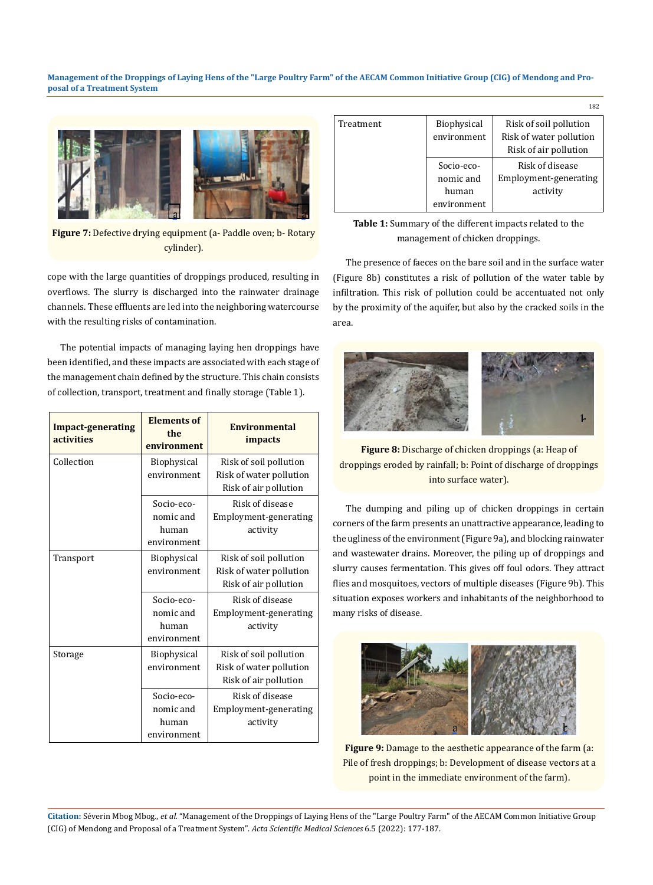Figure 7: Defective drying equipment (a- Paddle oven; b- Rotary cylinder).

cope with the large quantities of droppings produced, resulting in overflows. The slurry is discharged into the rainwater drainage channels. These effluents are led into the neighboring watercourse with the resulting risks of contamination.

The potential impacts of managing laying hen droppings have been identified, and these impacts are associated with each stage of the management chain defined by the structure. This chain consists of collection, transport, treatment and finally storage (Table 1).

| Impact-generating activities | Elements of the environment | Environmental impacts |
|---|---|---|
| Collection | Biophysical environment | Risk of soil pollution<br>Risk of water pollution<br>Risk of air pollution |
| | Socio-economic and human environment | Risk of disease<br>Employment-generating activity |
| Transport | Biophysical environment | Risk of soil pollution<br>Risk of water pollution<br>Risk of air pollution |
| | Socio-economic and human environment | Risk of disease<br>Employment-generating activity |
| Storage | Biophysical environment | Risk of soil pollution<br>Risk of water pollution<br>Risk of air pollution |
| | Socio-economic and human environment | Risk of disease<br>Employment-generating activity |
| Treatment | Biophysical environment | Risk of soil pollution<br>Risk of water pollution<br>Risk of air pollution |
| | Socio-economic and human environment | Risk of disease<br>Employment-generating activity |

**Table 1:** Summary of the different impacts related to the management of chicken droppings.

The presence of faeces on the bare soil and in the surface water (Figure 8b) constitutes a risk of pollution of the water table by infiltration. This risk of pollution could be accentuated not only by the proximity of the aquifer, but also by the cracked soils in the area.

**Figure 8:** Discharge of chicken droppings (a: Heap of droppings eroded by rainfall; b: Point of discharge of droppings into surface water).

The dumping and piling up of chicken droppings in certain corners of the farm presents an unattractive appearance, leading to the ugliness of the environment (Figure 9a), and blocking rainwater and wastewater drains. Moreover, the piling up of droppings and slurry causes fermentation. This gives off foul odors. They attract flies and mosquitoes, vectors of multiple diseases (Figure 9b). This situation exposes workers and inhabitants of the neighborhood to many risks of disease.

**Figure 9:** Damage to the aesthetic appearance of the farm (a: Pile of fresh droppings; b: Development of disease vectors at a point in the immediate environment of the farm).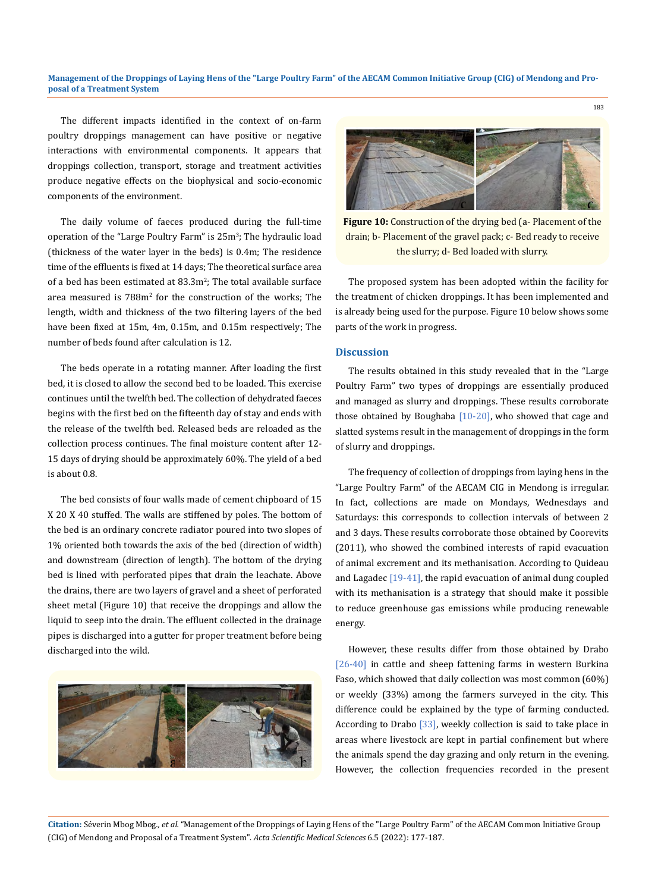The different impacts identified in the context of on-farm poultry droppings management can have positive or negative interactions with environmental components. It appears that droppings collection, transport, storage and treatment activities produce negative effects on the biophysical and socio-economic components of the environment.

The daily volume of faeces produced during the full-time operation of the "Large Poultry Farm" is 25m$^3$; The hydraulic load (thickness of the water layer in the beds) is 0.4m; The residence time of the effluents is fixed at 14 days; The theoretical surface area of a bed has been estimated at 83.3m$^2$; The total available surface area measured is 788m$^2$ for the construction of the works; The length, width and thickness of the two filtering layers of the bed have been fixed at 15m, 4m, 0.15m, and 0.15m respectively; The number of beds found after calculation is 12.

The beds operate in a rotating manner. After loading the first bed, it is closed to allow the second bed to be loaded. This exercise continues until the twelfth bed. The collection of dehydrated faeces begins with the first bed on the fifteenth day of stay and ends with the release of the twelfth bed. Released beds are reloaded as the collection process continues. The final moisture content after 12-15 days of drying should be approximately 60%. The yield of a bed is about 0.8.

The bed consists of four walls made of cement chipboard of 15 X 20 X 40 stuffed. The walls are stiffened by poles. The bottom of the bed is an ordinary concrete radiator poured into two slopes of 1% oriented both towards the axis of the bed (direction of width) and downstream (direction of length). The bottom of the drying bed is lined with perforated pipes that drain the leachate. Above the drains, there are two layers of gravel and a sheet of perforated sheet metal (Figure 10) that receive the droppings and allow the liquid to seep into the drain. The effluent collected in the drainage pipes is discharged into a gutter for proper treatment before being discharged into the wild.

**Figure 10:** Construction of the drying bed (a- Placement of the drain; b- Placement of the gravel pack; c- Bed ready to receive the slurry; d- Bed loaded with slurry.

The proposed system has been adopted within the facility for the treatment of chicken droppings. It has been implemented and is already being used for the purpose. Figure 10 below shows some parts of the work in progress.

## Discussion

The results obtained in this study revealed that in the "Large Poultry Farm" two types of droppings are essentially produced and managed as slurry and droppings. These results corroborate those obtained by Boughaba [10-20], who showed that cage and slatted systems result in the management of droppings in the form of slurry and droppings.

The frequency of collection of droppings from laying hens in the "Large Poultry Farm" of the AECAM CIG in Mendong is irregular. In fact, collections are made on Mondays, Wednesdays and Saturdays: this corresponds to collection intervals of between 2 and 3 days. These results corroborate those obtained by Coorevits (2011), who showed the combined interests of rapid evacuation of animal excrement and its methanisation. According to Quideau and Lagadec [19-41], the rapid evacuation of animal dung coupled with its methanisation is a strategy that should make it possible to reduce greenhouse gas emissions while producing renewable energy.

However, these results differ from those obtained by Drabo [26-40] in cattle and sheep fattening farms in western Burkina Faso, which showed that daily collection was most common (60%) or weekly (33%) among the farmers surveyed in the city. This difference could be explained by the type of farming conducted. According to Drabo [33], weekly collection is said to take place in areas where livestock are kept in partial confinement but where the animals spend the day grazing and only return in the evening. However, the collection frequencies recorded in the present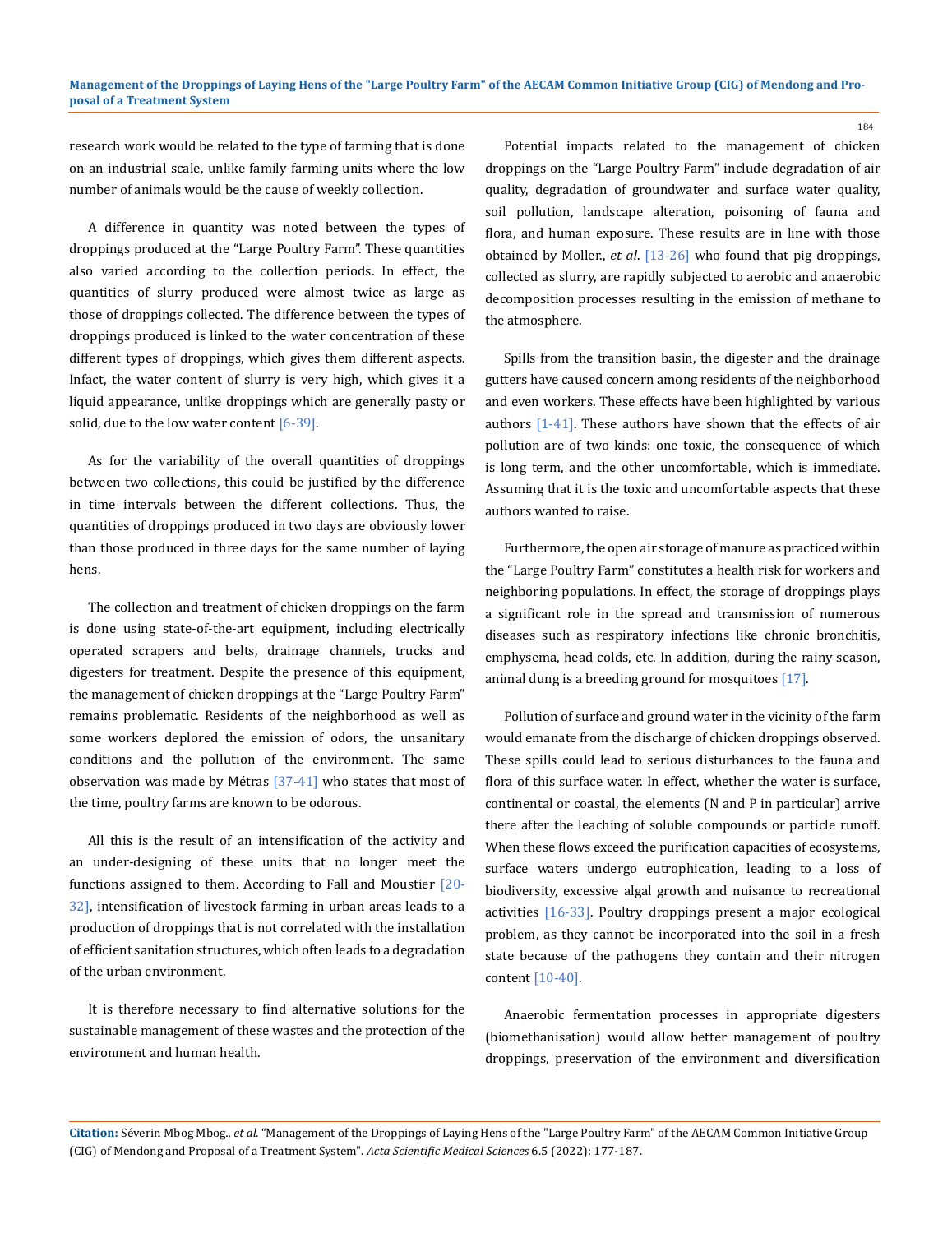research work would be related to the type of farming that is done on an industrial scale, unlike family farming units where the low number of animals would be the cause of weekly collection.

A difference in quantity was noted between the types of droppings produced at the "Large Poultry Farm". These quantities also varied according to the collection periods. In effect, the quantities of slurry produced were almost twice as large as those of droppings collected. The difference between the types of droppings produced is linked to the water concentration of these different types of droppings, which gives them different aspects. Infact, the water content of slurry is very high, which gives it a liquid appearance, unlike droppings which are generally pasty or solid, due to the low water content [6-39].

As for the variability of the overall quantities of droppings between two collections, this could be justified by the difference in time intervals between the different collections. Thus, the quantities of droppings produced in two days are obviously lower than those produced in three days for the same number of laying hens.

The collection and treatment of chicken droppings on the farm is done using state-of-the-art equipment, including electrically operated scrapers and belts, drainage channels, trucks and digesters for treatment. Despite the presence of this equipment, the management of chicken droppings at the "Large Poultry Farm" remains problematic. Residents of the neighborhood as well as some workers deplored the emission of odors, the unsanitary conditions and the pollution of the environment. The same observation was made by Métras [37-41] who states that most of the time, poultry farms are known to be odorous.

All this is the result of an intensification of the activity and an under-designing of these units that no longer meet the functions assigned to them. According to Fall and Moustier [20-32], intensification of livestock farming in urban areas leads to a production of droppings that is not correlated with the installation of efficient sanitation structures, which often leads to a degradation of the urban environment.

It is therefore necessary to find alternative solutions for the sustainable management of these wastes and the protection of the environment and human health.

Potential impacts related to the management of chicken droppings on the "Large Poultry Farm" include degradation of air quality, degradation of groundwater and surface water quality, soil pollution, landscape alteration, poisoning of fauna and flora, and human exposure. These results are in line with those obtained by Moller., *et al*. [13-26] who found that pig droppings, collected as slurry, are rapidly subjected to aerobic and anaerobic decomposition processes resulting in the emission of methane to the atmosphere.

Spills from the transition basin, the digester and the drainage gutters have caused concern among residents of the neighborhood and even workers. These effects have been highlighted by various authors [1-41]. These authors have shown that the effects of air pollution are of two kinds: one toxic, the consequence of which is long term, and the other uncomfortable, which is immediate. Assuming that it is the toxic and uncomfortable aspects that these authors wanted to raise.

Furthermore, the open air storage of manure as practiced within the "Large Poultry Farm" constitutes a health risk for workers and neighboring populations. In effect, the storage of droppings plays a significant role in the spread and transmission of numerous diseases such as respiratory infections like chronic bronchitis, emphysema, head colds, etc. In addition, during the rainy season, animal dung is a breeding ground for mosquitoes [17].

Pollution of surface and ground water in the vicinity of the farm would emanate from the discharge of chicken droppings observed. These spills could lead to serious disturbances to the fauna and flora of this surface water. In effect, whether the water is surface, continental or coastal, the elements (N and P in particular) arrive there after the leaching of soluble compounds or particle runoff. When these flows exceed the purification capacities of ecosystems, surface waters undergo eutrophication, leading to a loss of biodiversity, excessive algal growth and nuisance to recreational activities [16-33]. Poultry droppings present a major ecological problem, as they cannot be incorporated into the soil in a fresh state because of the pathogens they contain and their nitrogen content [10-40].

Anaerobic fermentation processes in appropriate digesters (biomethanisation) would allow better management of poultry droppings, preservation of the environment and diversification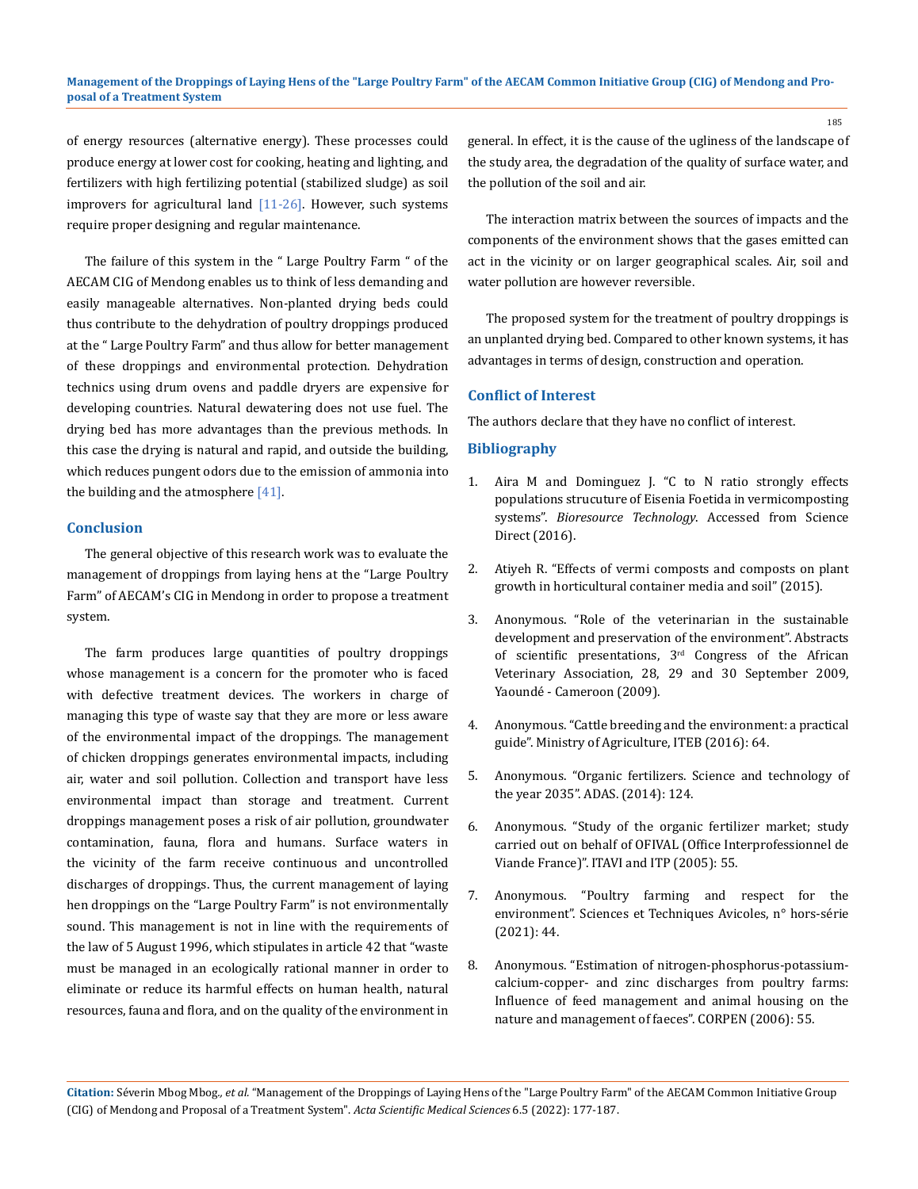of energy resources (alternative energy). These processes could produce energy at lower cost for cooking, heating and lighting, and fertilizers with high fertilizing potential (stabilized sludge) as soil improvers for agricultural land [11-26]. However, such systems require proper designing and regular maintenance.

The failure of this system in the " Large Poultry Farm " of the AECAM CIG of Mendong enables us to think of less demanding and easily manageable alternatives. Non-planted drying beds could thus contribute to the dehydration of poultry droppings produced at the " Large Poultry Farm" and thus allow for better management of these droppings and environmental protection. Dehydration technics using drum ovens and paddle dryers are expensive for developing countries. Natural dewatering does not use fuel. The drying bed has more advantages than the previous methods. In this case the drying is natural and rapid, and outside the building, which reduces pungent odors due to the emission of ammonia into the building and the atmosphere [41].

## Conclusion

The general objective of this research work was to evaluate the management of droppings from laying hens at the "Large Poultry Farm" of AECAM's CIG in Mendong in order to propose a treatment system.

The farm produces large quantities of poultry droppings whose management is a concern for the promoter who is faced with defective treatment devices. The workers in charge of managing this type of waste say that they are more or less aware of the environmental impact of the droppings. The management of chicken droppings generates environmental impacts, including air, water and soil pollution. Collection and transport have less environmental impact than storage and treatment. Current droppings management poses a risk of air pollution, groundwater contamination, fauna, flora and humans. Surface waters in the vicinity of the farm receive continuous and uncontrolled discharges of droppings. Thus, the current management of laying hen droppings on the "Large Poultry Farm" is not environmentally sound. This management is not in line with the requirements of the law of 5 August 1996, which stipulates in article 42 that "waste must be managed in an ecologically rational manner in order to eliminate or reduce its harmful effects on human health, natural resources, fauna and flora, and on the quality of the environment in general. In effect, it is the cause of the ugliness of the landscape of the study area, the degradation of the quality of surface water, and the pollution of the soil and air.

The interaction matrix between the sources of impacts and the components of the environment shows that the gases emitted can act in the vicinity or on larger geographical scales. Air, soil and water pollution are however reversible.

The proposed system for the treatment of poultry droppings is an unplanted drying bed. Compared to other known systems, it has advantages in terms of design, construction and operation.

## Conflict of Interest

The authors declare that they have no conflict of interest.

## Bibliography

1. Aira M and Dominguez J. "C to N ratio strongly effects populations strucuture of Eisenia Foetida in vermicomposting systems". *Bioresource Technology*. Accessed from Science Direct (2016).
2. Atiyeh R. "Effects of vermi composts and composts on plant growth in horticultural container media and soil" (2015).
3. Anonymous. "Role of the veterinarian in the sustainable development and preservation of the environment". Abstracts of scientific presentations, 3rd Congress of the African Veterinary Association, 28, 29 and 30 September 2009, Yaoundé - Cameroon (2009).
4. Anonymous. "Cattle breeding and the environment: a practical guide". Ministry of Agriculture, ITEB (2016): 64.
5. Anonymous. "Organic fertilizers. Science and technology of the year 2035". ADAS. (2014): 124.
6. Anonymous. "Study of the organic fertilizer market; study carried out on behalf of OFIVAL (Office Interprofessionnel de Viande France)". ITAVI and ITP (2005): 55.
7. Anonymous. "Poultry farming and respect for the environment". Sciences et Techniques Avicoles, n° hors-série (2021): 44.
8. Anonymous. "Estimation of nitrogen-phosphorus-potassium-calcium-copper- and zinc discharges from poultry farms: Influence of feed management and animal housing on the nature and management of faeces". CORPEN (2006): 55.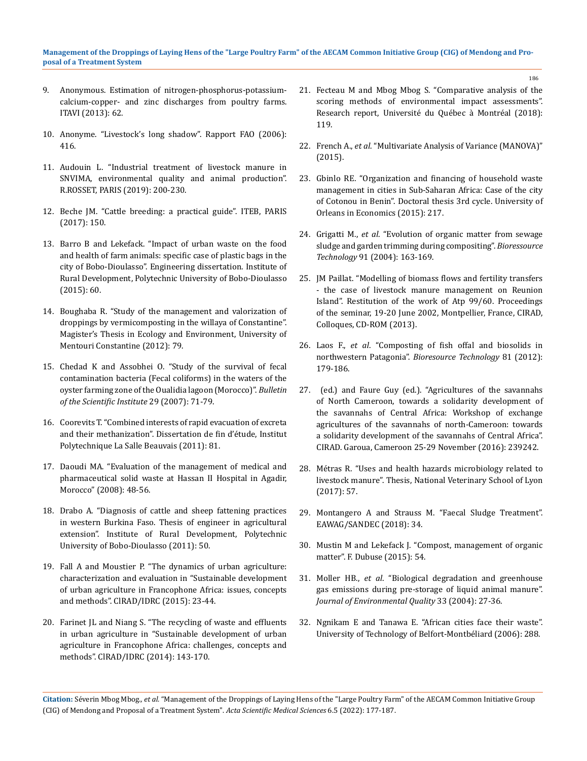9. Anonymous. Estimation of nitrogen-phosphorus-potassium-calcium-copper- and zinc discharges from poultry farms. ITAVI (2013): 62.

10. Anonyme. “Livestock’s long shadow”. Rapport FAO (2006): 416.

11. Audouin L. “Industrial treatment of livestock manure in SNVIMA, environmental quality and animal production”. R.ROSSET, PARIS (2019): 200-230.

12. Beche JM. “Cattle breeding: a practical guide”. ITEB, PARIS (2017): 150.

13. Barro B and Lekefack. “Impact of urban waste on the food and health of farm animals: specific case of plastic bags in the city of Bobo-Dioulasso”. Engineering dissertation. Institute of Rural Development, Polytechnic University of Bobo-Dioulasso (2015): 60.

14. Boughaba R. “Study of the management and valorization of droppings by vermicomposting in the willaya of Constantine”. Magister’s Thesis in Ecology and Environment, University of Mentouri Constantine (2012): 79.

15. Chedad K and Assobhei O. “Study of the survival of fecal contamination bacteria (Fecal coliforms) in the waters of the oyster farming zone of the Oualidia lagoon (Morocco)”. *Bulletin of the Scientific Institute* 29 (2007): 71-79.

16. Coorevits T. “Combined interests of rapid evacuation of excreta and their methanization”. Dissertation de fin d’étude, Institut Polytechnique La Salle Beauvais (2011): 81.

17. Daoudi MA. “Evaluation of the management of medical and pharmaceutical solid waste at Hassan II Hospital in Agadir, Morocco” (2008): 48-56.

18. Drabo A. “Diagnosis of cattle and sheep fattening practices in western Burkina Faso. Thesis of engineer in agricultural extension”. Institute of Rural Development, Polytechnic University of Bobo-Dioulasso (2011): 50.

19. Fall A and Moustier P. “The dynamics of urban agriculture: characterization and evaluation in “Sustainable development of urban agriculture in Francophone Africa: issues, concepts and methods”. ClRAD/IDRC (2015): 23-44.

20. Farinet JL and Niang S. “The recycling of waste and effluents in urban agriculture in “Sustainable development of urban agriculture in Francophone Africa: challenges, concepts and methods”. ClRAD/IDRC (2014): 143-170.

21. Fecteau M and Mbog Mbog S. “Comparative analysis of the scoring methods of environmental impact assessments”. Research report, Université du Québec à Montréal (2018): 119.

22. French A., *et al*. “Multivariate Analysis of Variance (MANOVA)” (2015).

23. Gbinlo RE. “Organization and financing of household waste management in cities in Sub-Saharan Africa: Case of the city of Cotonou in Benin”. Doctoral thesis 3rd cycle. University of Orleans in Economics (2015): 217.

24. Grigatti M., *et al*. “Evolution of organic matter from sewage sludge and garden trimming during compositing”. *Bioressource Technology* 91 (2004): 163-169.

25. JM Paillat. “Modelling of biomass flows and fertility transfers - the case of livestock manure management on Reunion Island”. Restitution of the work of Atp 99/60. Proceedings of the seminar, 19-20 June 2002, Montpellier, France, CIRAD, Colloques, CD-ROM (2013).

26. Laos F., *et al*. “Composting of fish offal and biosolids in northwestern Patagonia”. *Bioresource Technology* 81 (2012): 179-186.

27. (ed.) and Faure Guy (ed.). “Agricultures of the savannahs of North Cameroon, towards a solidarity development of the savannahs of Central Africa: Workshop of exchange agricultures of the savannahs of north-Cameroon: towards a solidarity development of the savannahs of Central Africa”. CIRAD. Garoua, Cameroon 25-29 November (2016): 239242.

28. Métras R. “Uses and health hazards microbiology related to livestock manure”. Thesis, National Veterinary School of Lyon (2017): 57.

29. Montangero A and Strauss M. “Faecal Sludge Treatment”. EAWAG/SANDEC (2018): 34.

30. Mustin M and Lekefack J. “Compost, management of organic matter”. F. Dubuse (2015): 54.

31. Moller HB., *et al*. “Biological degradation and greenhouse gas emissions during pre-storage of liquid animal manure”. *Journal of Environmental Quality* 33 (2004): 27-36.

32. Ngnikam E and Tanawa E. “African cities face their waste”. University of Technology of Belfort-Montbéliard (2006): 288.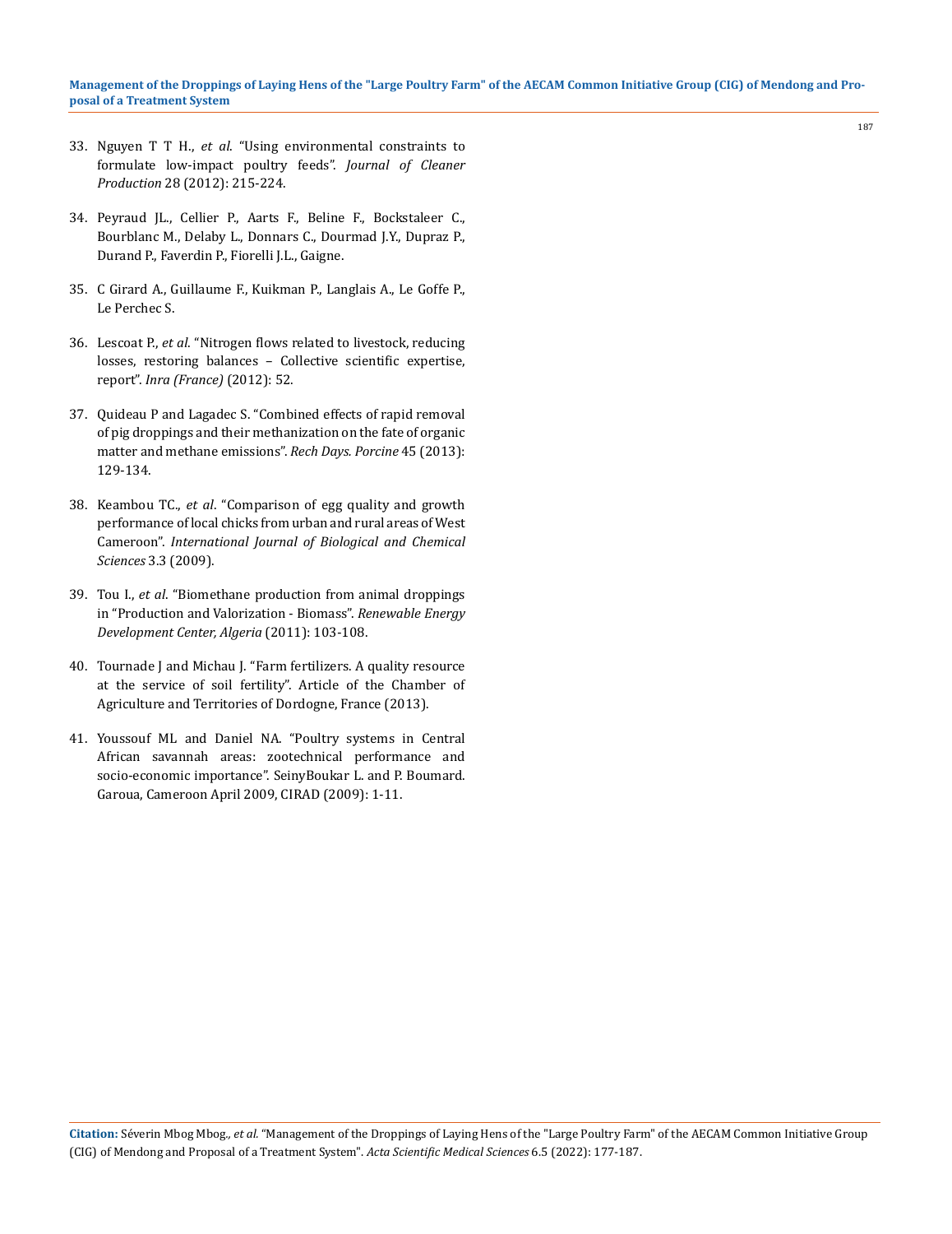33. Nguyen T T H., *et al*. "Using environmental constraints to formulate low-impact poultry feeds". *Journal of Cleaner Production* 28 (2012): 215-224.

34. Peyraud JL., Cellier P., Aarts F., Beline F., Bockstaleer C., Bourblanc M., Delaby L., Donnars C., Dourmad J.Y., Dupraz P., Durand P., Faverdin P., Fiorelli J.L., Gaigne.

35. C Girard A., Guillaume F., Kuikman P., Langlais A., Le Goffe P., Le Perchec S.

36. Lescoat P., *et al*. "Nitrogen flows related to livestock, reducing losses, restoring balances – Collective scientific expertise, report". *Inra (France)* (2012): 52.

37. Quideau P and Lagadec S. "Combined effects of rapid removal of pig droppings and their methanization on the fate of organic matter and methane emissions". *Rech Days. Porcine* 45 (2013): 129-134.

38. Keambou TC., *et al*. "Comparison of egg quality and growth performance of local chicks from urban and rural areas of West Cameroon". *International Journal of Biological and Chemical Sciences* 3.3 (2009).

39. Tou I., *et al*. "Biomethane production from animal droppings in "Production and Valorization - Biomass". *Renewable Energy Development Center, Algeria* (2011): 103-108.

40. Tournade J and Michau J. "Farm fertilizers. A quality resource at the service of soil fertility". Article of the Chamber of Agriculture and Territories of Dordogne, France (2013).

41. Youssouf ML and Daniel NA. "Poultry systems in Central African savannah areas: zootechnical performance and socio-economic importance". SeinyBoukar L. and P. Boumard. Garoua, Cameroon April 2009, CIRAD (2009): 1-11.